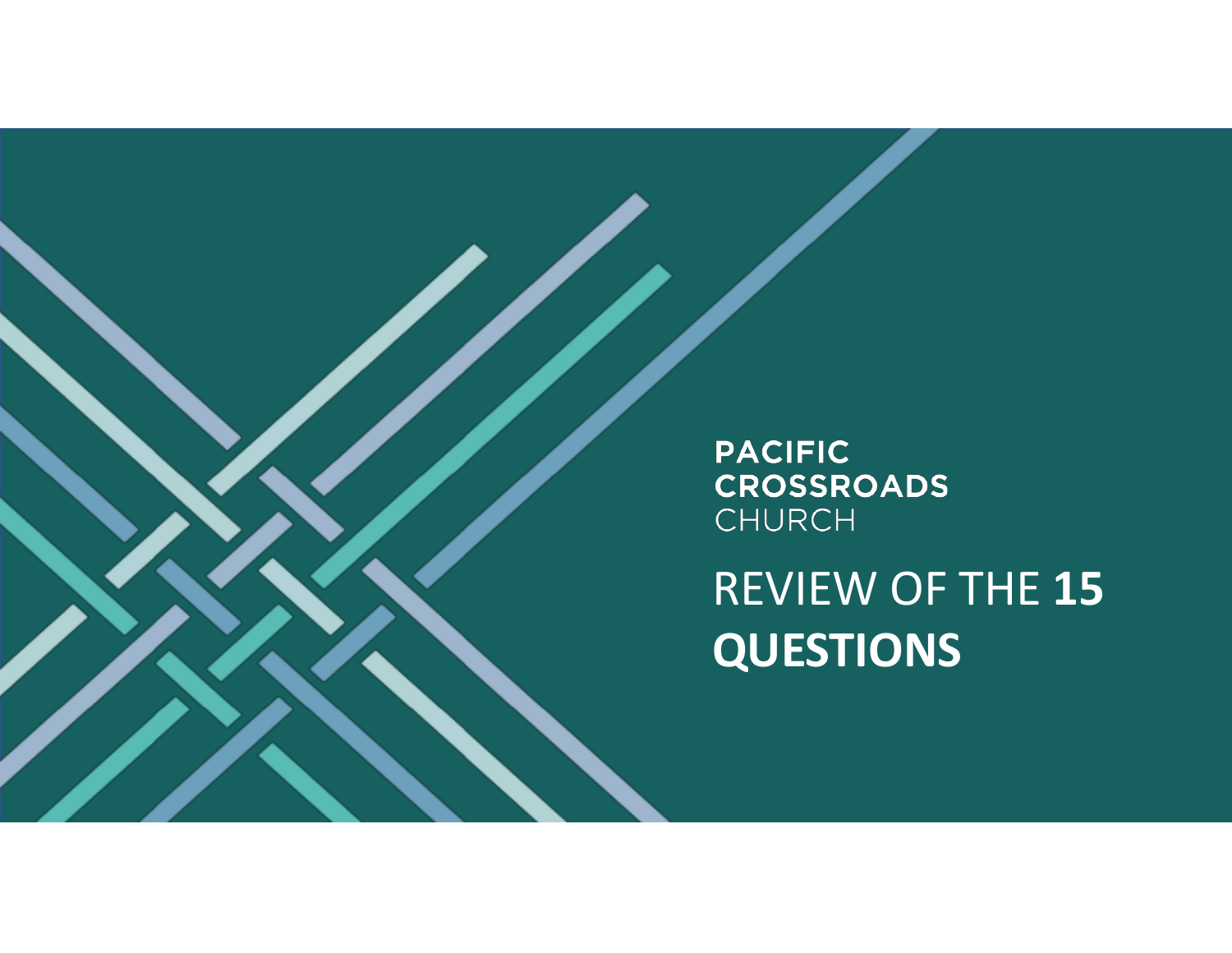PACIFIC
CROSSROADS
CHURCH

# REVIEW OF THE **15 QUESTIONS**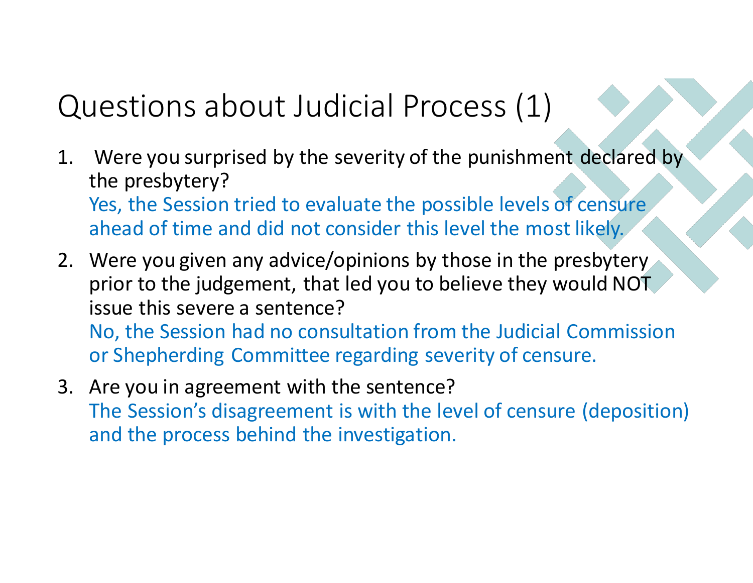# Questions about Judicial Process (1)

1. Were you surprised by the severity of the punishment declared by the presbytery?
   Yes, the Session tried to evaluate the possible levels of censure ahead of time and did not consider this level the most likely.
2. Were you given any advice/opinions by those in the presbytery prior to the judgement, that led you to believe they would NOT issue this severe a sentence?
   No, the Session had no consultation from the Judicial Commission or Shepherding Committee regarding severity of censure.
3. Are you in agreement with the sentence?
   The Session's disagreement is with the level of censure (deposition) and the process behind the investigation.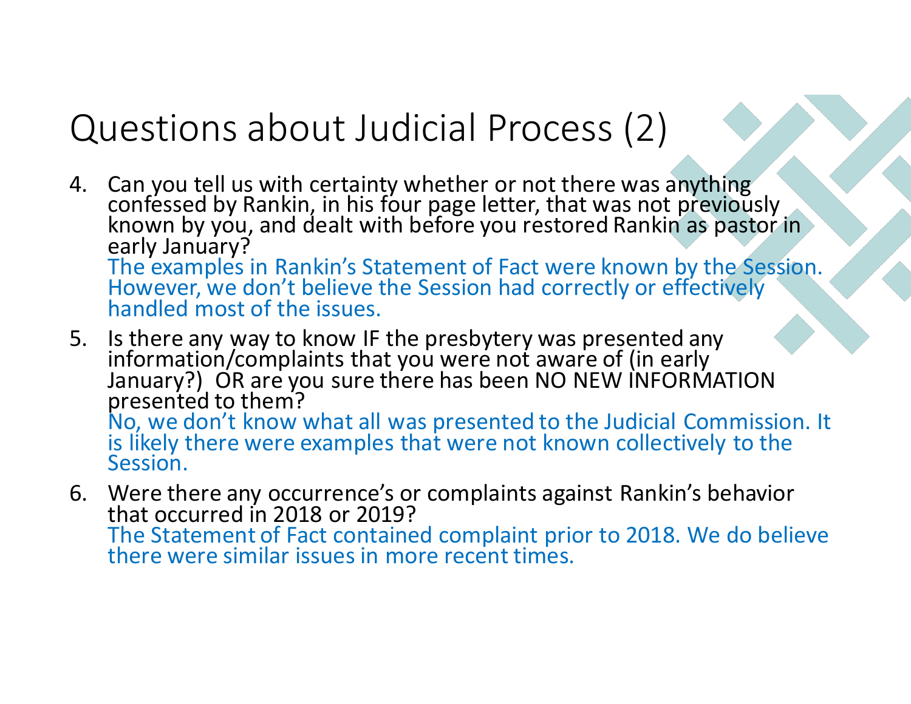# Questions about Judicial Process (2)

4. Can you tell us with certainty whether or not there was anything confessed by Rankin, in his four page letter, that was not previously known by you, and dealt with before you restored Rankin as pastor in early January?
   The examples in Rankin's Statement of Fact were known by the Session. However, we don't believe the Session had correctly or effectively handled most of the issues.

5. Is there any way to know IF the presbytery was presented any information/complaints that you were not aware of (in early January?) OR are you sure there has been NO NEW INFORMATION presented to them?
   No, we don't know what all was presented to the Judicial Commission. It is likely there were examples that were not known collectively to the Session.

6. Were there any occurrence's or complaints against Rankin's behavior that occurred in 2018 or 2019?
   The Statement of Fact contained complaint prior to 2018. We do believe there were similar issues in more recent times.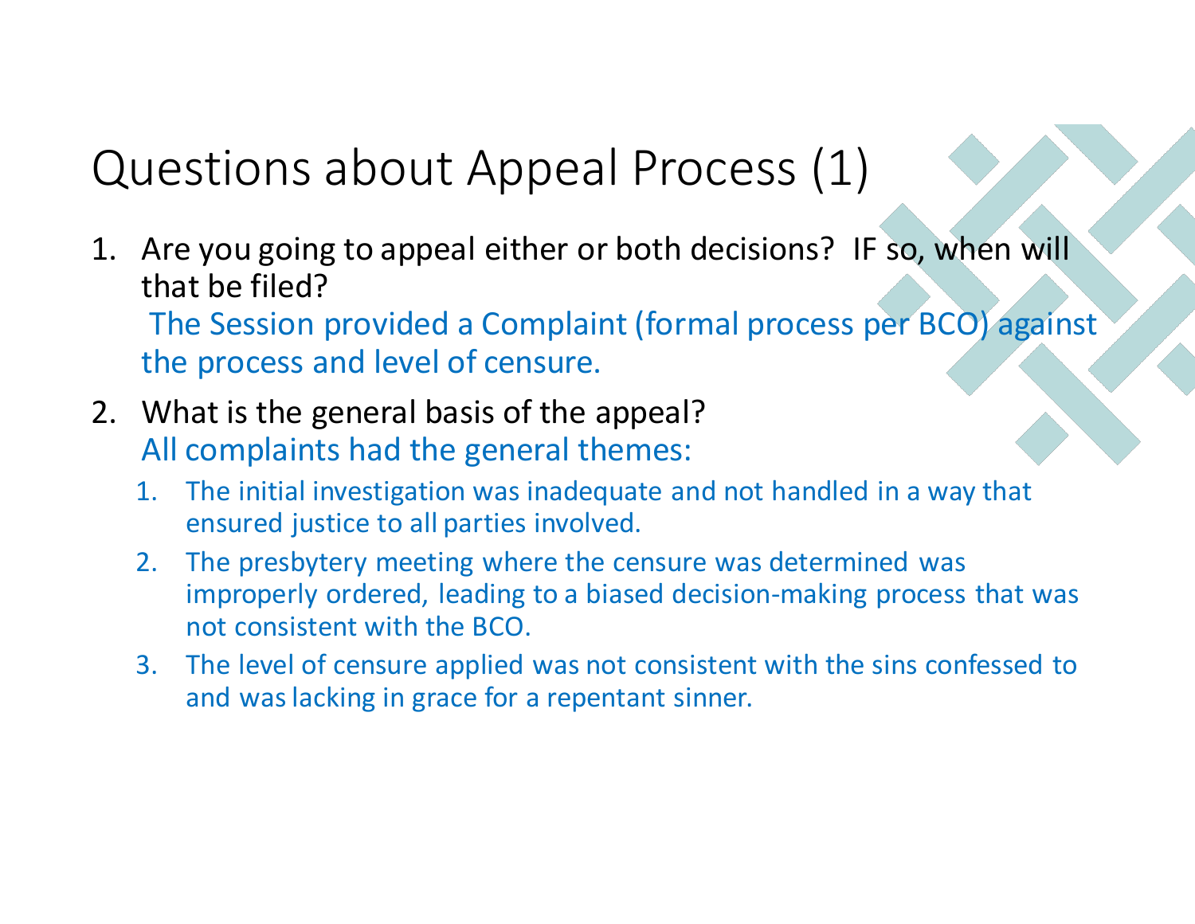# Questions about Appeal Process (1)

1. Are you going to appeal either or both decisions? IF so, when will that be filed?
   The Session provided a Complaint (formal process per BCO) against the process and level of censure.
2. What is the general basis of the appeal?
   All complaints had the general themes:
   1. The initial investigation was inadequate and not handled in a way that ensured justice to all parties involved.
   2. The presbytery meeting where the censure was determined was improperly ordered, leading to a biased decision-making process that was not consistent with the BCO.
   3. The level of censure applied was not consistent with the sins confessed to and was lacking in grace for a repentant sinner.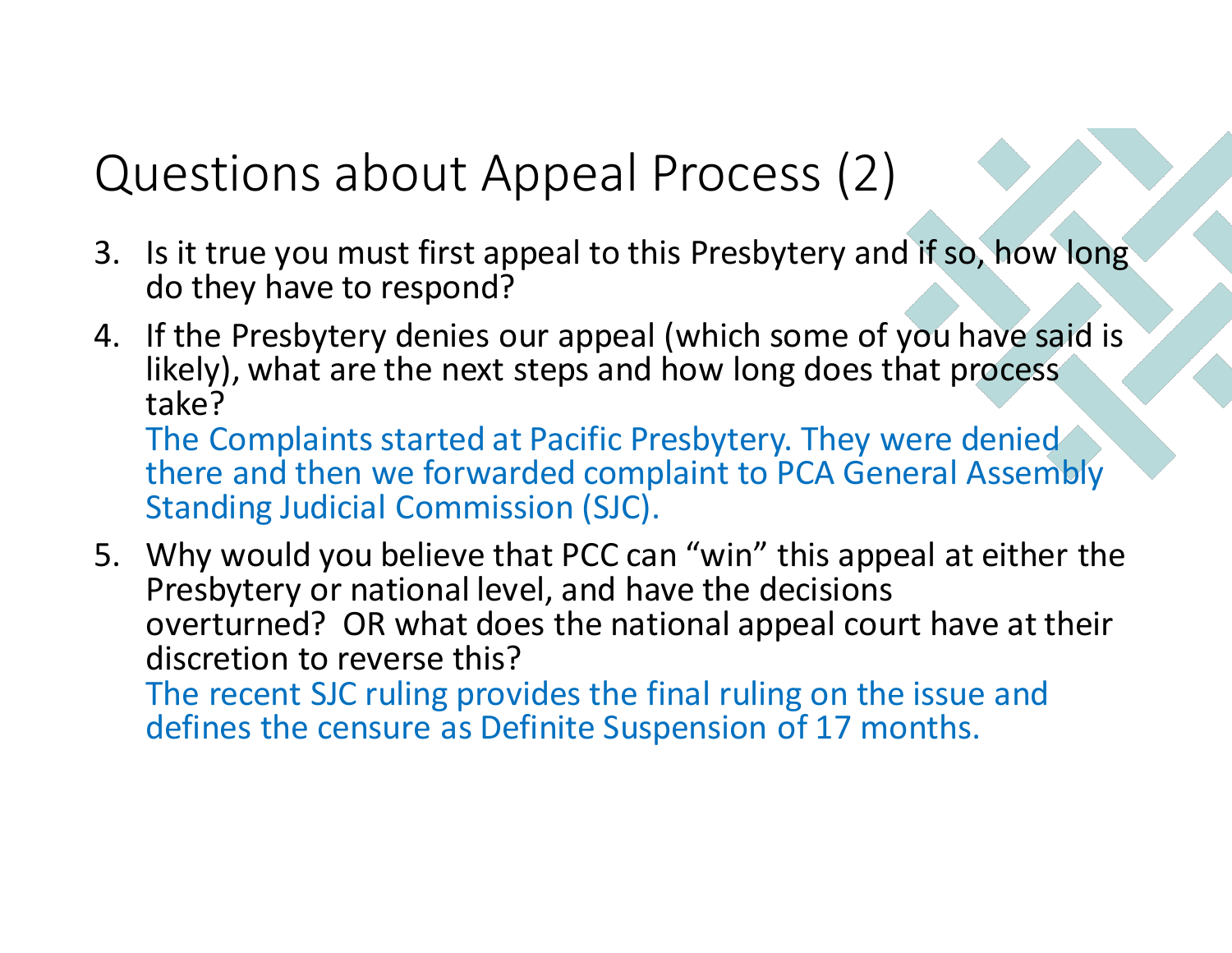# Questions about Appeal Process (2)

3. Is it true you must first appeal to this Presbytery and if so, how long do they have to respond?
4. If the Presbytery denies our appeal (which some of you have said is likely), what are the next steps and how long does that process take?
   The Complaints started at Pacific Presbytery. They were denied there and then we forwarded complaint to PCA General Assembly Standing Judicial Commission (SJC).
5. Why would you believe that PCC can "win" this appeal at either the Presbytery or national level, and have the decisions overturned? OR what does the national appeal court have at their discretion to reverse this?
   The recent SJC ruling provides the final ruling on the issue and defines the censure as Definite Suspension of 17 months.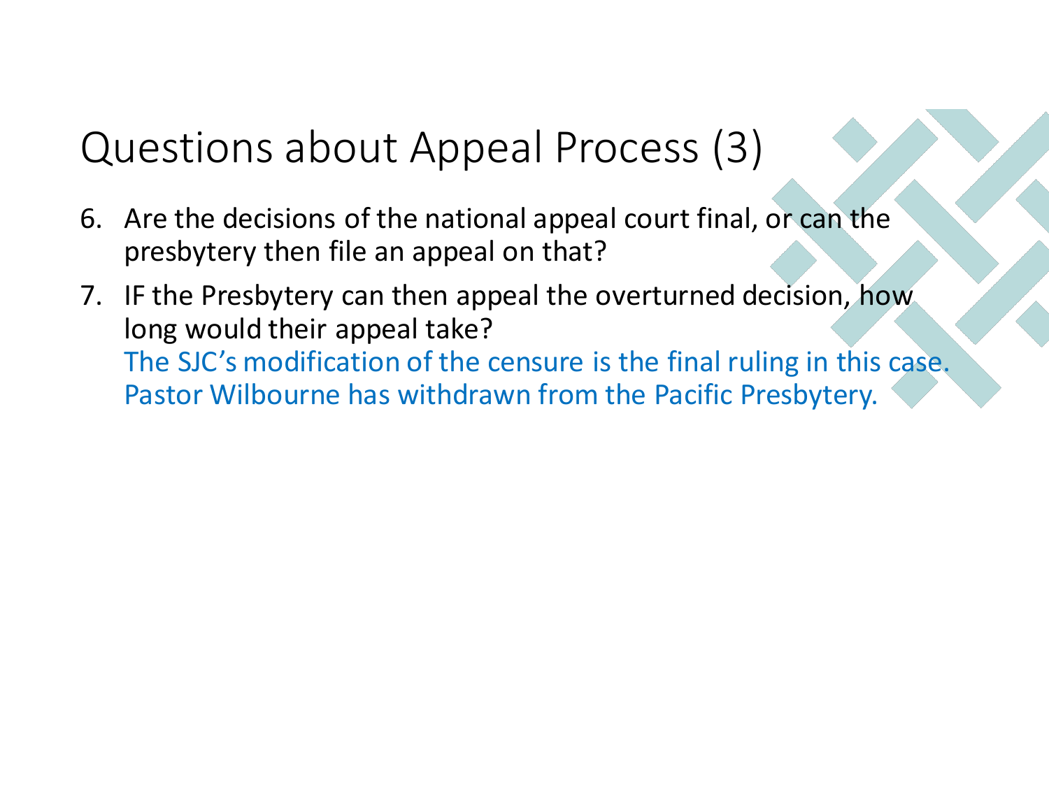# Questions about Appeal Process (3)

6. Are the decisions of the national appeal court final, or can the presbytery then file an appeal on that?
7. IF the Presbytery can then appeal the overturned decision, how long would their appeal take?

   The SJC's modification of the censure is the final ruling in this case. Pastor Wilbourne has withdrawn from the Pacific Presbytery.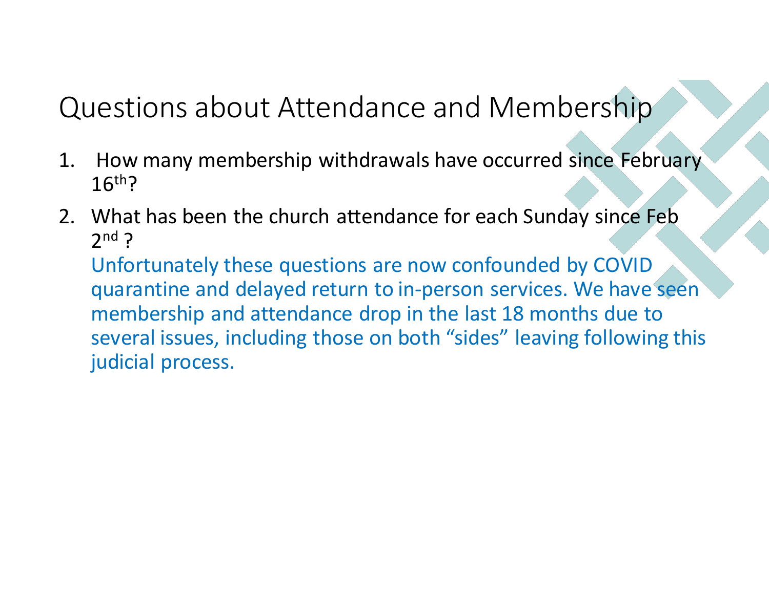# Questions about Attendance and Membership

1. How many membership withdrawals have occurred since February 16th?
2. What has been the church attendance for each Sunday since Feb 2nd ?

   Unfortunately these questions are now confounded by COVID quarantine and delayed return to in-person services. We have seen membership and attendance drop in the last 18 months due to several issues, including those on both "sides" leaving following this judicial process.